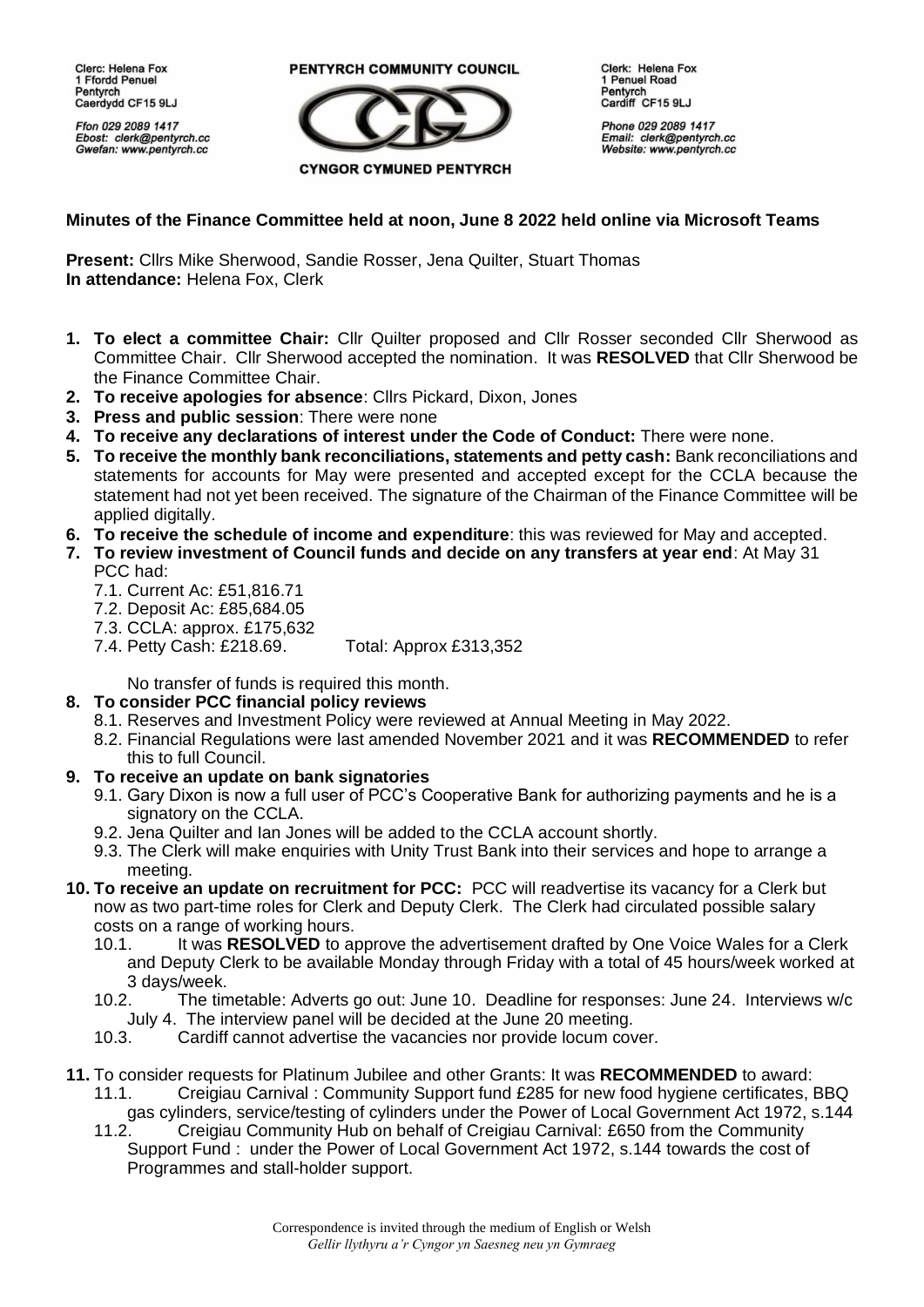Clerc: Helena Fox
1 Ffordd Penuel
Pentyrch
Caerdydd CF15 9LJ

*Ffon 029 2089 1417*
*Ebost: clerk@pentyrch.cc*
*Gwefan: www.pentyrch.cc*

**PENTYRCH COMMUNITY COUNCIL**

**CYNGOR CYMUNED PENTYRCH**

Clerk: Helena Fox
1 Penuel Road
Pentyrch
Cardiff CF15 9LJ

*Phone 029 2089 1417*
*Email: clerk@pentyrch.cc*
*Website: www.pentyrch.cc*

## Minutes of the Finance Committee held at noon, June 8 2022 held online via Microsoft Teams

**Present:** Cllrs Mike Sherwood, Sandie Rosser, Jena Quilter, Stuart Thomas
**In attendance:** Helena Fox, Clerk

1. **To elect a committee Chair:** Cllr Quilter proposed and Cllr Rosser seconded Cllr Sherwood as Committee Chair. Cllr Sherwood accepted the nomination. It was **RESOLVED** that Cllr Sherwood be the Finance Committee Chair.
2. **To receive apologies for absence**: Cllrs Pickard, Dixon, Jones
3. **Press and public session**: There were none
4. **To receive any declarations of interest under the Code of Conduct:** There were none.
5. **To receive the monthly bank reconciliations, statements and petty cash:** Bank reconciliations and statements for accounts for May were presented and accepted except for the CCLA because the statement had not yet been received. The signature of the Chairman of the Finance Committee will be applied digitally.
6. **To receive the schedule of income and expenditure**: this was reviewed for May and accepted.
7. **To review investment of Council funds and decide on any transfers at year end**: At May 31 PCC had:
   - 7.1. Current Ac: £51,816.71
   - 7.2. Deposit Ac: £85,684.05
   - 7.3. CCLA: approx. £175,632
   - 7.4. Petty Cash: £218.69. Total: Approx £313,352

   No transfer of funds is required this month.
8. **To consider PCC financial policy reviews**
   - 8.1. Reserves and Investment Policy were reviewed at Annual Meeting in May 2022.
   - 8.2. Financial Regulations were last amended November 2021 and it was **RECOMMENDED** to refer this to full Council.
9. **To receive an update on bank signatories**
   - 9.1. Gary Dixon is now a full user of PCC's Cooperative Bank for authorizing payments and he is a signatory on the CCLA.
   - 9.2. Jena Quilter and Ian Jones will be added to the CCLA account shortly.
   - 9.3. The Clerk will make enquiries with Unity Trust Bank into their services and hope to arrange a meeting.
10. **To receive an update on recruitment for PCC:** PCC will readvertise its vacancy for a Clerk but now as two part-time roles for Clerk and Deputy Clerk. The Clerk had circulated possible salary costs on a range of working hours.
    - 10.1. It was **RESOLVED** to approve the advertisement drafted by One Voice Wales for a Clerk and Deputy Clerk to be available Monday through Friday with a total of 45 hours/week worked at 3 days/week.
    - 10.2. The timetable: Adverts go out: June 10. Deadline for responses: June 24. Interviews w/c July 4. The interview panel will be decided at the June 20 meeting.
    - 10.3. Cardiff cannot advertise the vacancies nor provide locum cover.
11. To consider requests for Platinum Jubilee and other Grants: It was **RECOMMENDED** to award:
    - 11.1. Creigiau Carnival : Community Support fund £285 for new food hygiene certificates, BBQ gas cylinders, service/testing of cylinders under the Power of Local Government Act 1972, s.144
    - 11.2. Creigiau Community Hub on behalf of Creigiau Carnival: £650 from the Community Support Fund : under the Power of Local Government Act 1972, s.144 towards the cost of Programmes and stall-holder support.

Correspondence is invited through the medium of English or Welsh
*Gellir llythyru a'r Cyngor yn Saesneg neu yn Gymraeg*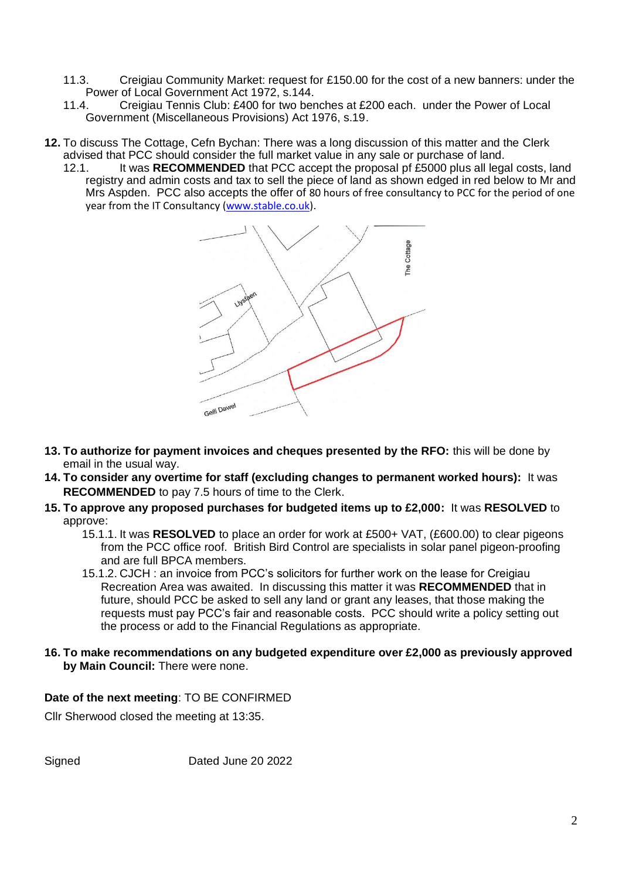11.3. Creigiau Community Market: request for £150.00 for the cost of a new banners: under the Power of Local Government Act 1972, s.144.

11.4. Creigiau Tennis Club: £400 for two benches at £200 each. under the Power of Local Government (Miscellaneous Provisions) Act 1976, s.19.

**12.** To discuss The Cottage, Cefn Bychan: There was a long discussion of this matter and the Clerk advised that PCC should consider the full market value in any sale or purchase of land.

12.1. It was **RECOMMENDED** that PCC accept the proposal pf £5000 plus all legal costs, land registry and admin costs and tax to sell the piece of land as shown edged in red below to Mr and Mrs Aspden. PCC also accepts the offer of 80 hours of free consultancy to PCC for the period of one year from the IT Consultancy (www.stable.co.uk).

The Cottage

Llysfaen

Gelli Dawel

**13. To authorize for payment invoices and cheques presented by the RFO:** this will be done by email in the usual way.

**14. To consider any overtime for staff (excluding changes to permanent worked hours):** It was **RECOMMENDED** to pay 7.5 hours of time to the Clerk.

**15. To approve any proposed purchases for budgeted items up to £2,000:** It was **RESOLVED** to approve:

15.1.1. It was **RESOLVED** to place an order for work at £500+ VAT, (£600.00) to clear pigeons from the PCC office roof. British Bird Control are specialists in solar panel pigeon-proofing and are full BPCA members.

15.1.2. CJCH : an invoice from PCC's solicitors for further work on the lease for Creigiau Recreation Area was awaited. In discussing this matter it was **RECOMMENDED** that in future, should PCC be asked to sell any land or grant any leases, that those making the requests must pay PCC's fair and reasonable costs. PCC should write a policy setting out the process or add to the Financial Regulations as appropriate.

**16. To make recommendations on any budgeted expenditure over £2,000 as previously approved by Main Council:** There were none.

**Date of the next meeting**: TO BE CONFIRMED

Cllr Sherwood closed the meeting at 13:35.

Signed Dated June 20 2022